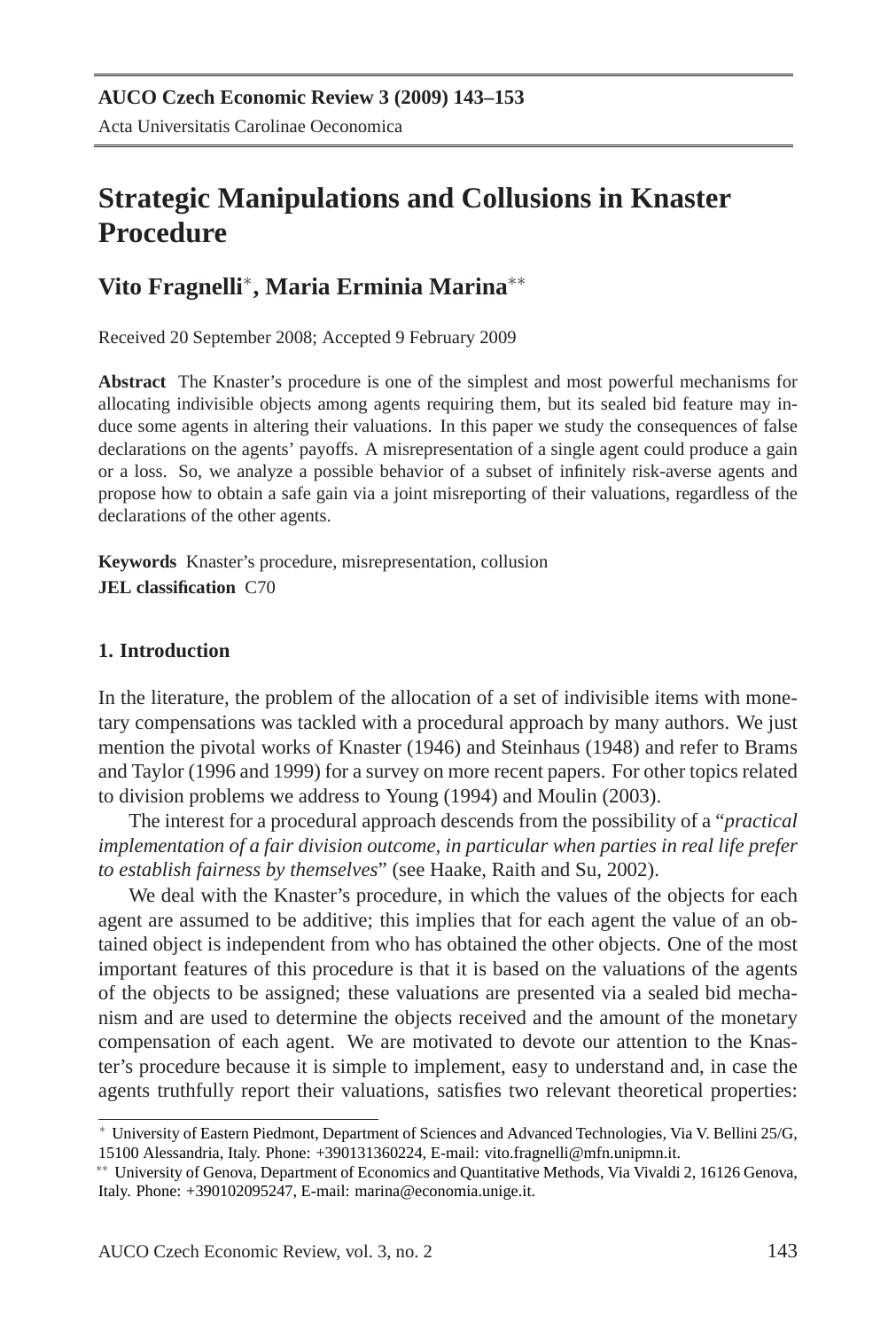# Strategic Manipulations and Collusions in Knaster Procedure

**Vito Fragnelli**[*], **Maria Erminia Marina**[**]

Received 20 September 2008; Accepted 9 February 2009

**Abstract** The Knaster's procedure is one of the simplest and most powerful mechanisms for allocating indivisible objects among agents requiring them, but its sealed bid feature may induce some agents in altering their valuations. In this paper we study the consequences of false declarations on the agents' payoffs. A misrepresentation of a single agent could produce a gain or a loss. So, we analyze a possible behavior of a subset of infinitely risk-averse agents and propose how to obtain a safe gain via a joint misreporting of their valuations, regardless of the declarations of the other agents.

**Keywords** Knaster's procedure, misrepresentation, collusion
**JEL classification** C70

## 1. Introduction

In the literature, the problem of the allocation of a set of indivisible items with monetary compensations was tackled with a procedural approach by many authors. We just mention the pivotal works of Knaster (1946) and Steinhaus (1948) and refer to Brams and Taylor (1996 and 1999) for a survey on more recent papers. For other topics related to division problems we address to Young (1994) and Moulin (2003).

The interest for a procedural approach descends from the possibility of a "*practical implementation of a fair division outcome, in particular when parties in real life prefer to establish fairness by themselves*" (see Haake, Raith and Su, 2002).

We deal with the Knaster's procedure, in which the values of the objects for each agent are assumed to be additive; this implies that for each agent the value of an obtained object is independent from who has obtained the other objects. One of the most important features of this procedure is that it is based on the valuations of the agents of the objects to be assigned; these valuations are presented via a sealed bid mechanism and are used to determine the objects received and the amount of the monetary compensation of each agent. We are motivated to devote our attention to the Knaster's procedure because it is simple to implement, easy to understand and, in case the agents truthfully report their valuations, satisfies two relevant theoretical properties:

---

[*] University of Eastern Piedmont, Department of Sciences and Advanced Technologies, Via V. Bellini 25/G, 15100 Alessandria, Italy. Phone: +390131360224, E-mail: vito.fragnelli@mfn.unipmn.it.

[**] University of Genova, Department of Economics and Quantitative Methods, Via Vivaldi 2, 16126 Genova, Italy. Phone: +390102095247, E-mail: marina@economia.unige.it.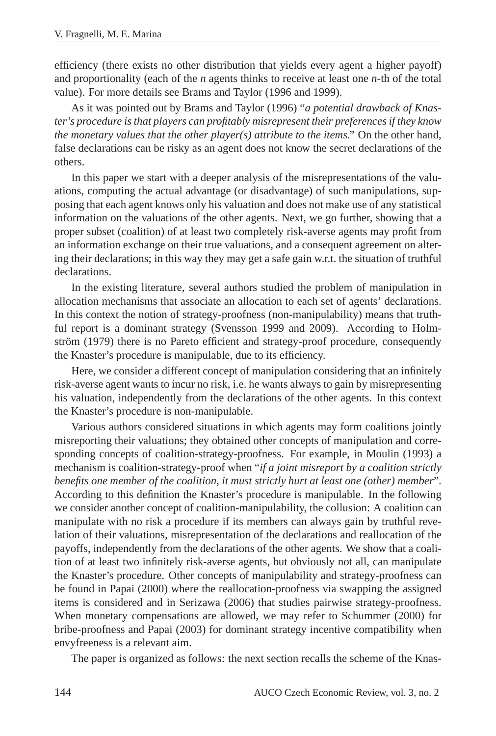efficiency (there exists no other distribution that yields every agent a higher payoff) and proportionality (each of the $n$ agents thinks to receive at least one $n$-th of the total value). For more details see Brams and Taylor (1996 and 1999).

As it was pointed out by Brams and Taylor (1996) "*a potential drawback of Knaster's procedure is that players can profitably misrepresent their preferences if they know the monetary values that the other player(s) attribute to the items*." On the other hand, false declarations can be risky as an agent does not know the secret declarations of the others.

In this paper we start with a deeper analysis of the misrepresentations of the valuations, computing the actual advantage (or disadvantage) of such manipulations, supposing that each agent knows only his valuation and does not make use of any statistical information on the valuations of the other agents. Next, we go further, showing that a proper subset (coalition) of at least two completely risk-averse agents may profit from an information exchange on their true valuations, and a consequent agreement on altering their declarations; in this way they may get a safe gain w.r.t. the situation of truthful declarations.

In the existing literature, several authors studied the problem of manipulation in allocation mechanisms that associate an allocation to each set of agents' declarations. In this context the notion of strategy-proofness (non-manipulability) means that truthful report is a dominant strategy (Svensson 1999 and 2009). According to Holmström (1979) there is no Pareto efficient and strategy-proof procedure, consequently the Knaster's procedure is manipulable, due to its efficiency.

Here, we consider a different concept of manipulation considering that an infinitely risk-averse agent wants to incur no risk, i.e. he wants always to gain by misrepresenting his valuation, independently from the declarations of the other agents. In this context the Knaster's procedure is non-manipulable.

Various authors considered situations in which agents may form coalitions jointly misreporting their valuations; they obtained other concepts of manipulation and corresponding concepts of coalition-strategy-proofness. For example, in Moulin (1993) a mechanism is coalition-strategy-proof when "*if a joint misreport by a coalition strictly benefits one member of the coalition, it must strictly hurt at least one (other) member*". According to this definition the Knaster's procedure is manipulable. In the following we consider another concept of coalition-manipulability, the collusion: A coalition can manipulate with no risk a procedure if its members can always gain by truthful revelation of their valuations, misrepresentation of the declarations and reallocation of the payoffs, independently from the declarations of the other agents. We show that a coalition of at least two infinitely risk-averse agents, but obviously not all, can manipulate the Knaster's procedure. Other concepts of manipulability and strategy-proofness can be found in Papai (2000) where the reallocation-proofness via swapping the assigned items is considered and in Serizawa (2006) that studies pairwise strategy-proofness. When monetary compensations are allowed, we may refer to Schummer (2000) for bribe-proofness and Papai (2003) for dominant strategy incentive compatibility when envyfreeness is a relevant aim.

The paper is organized as follows: the next section recalls the scheme of the Knas-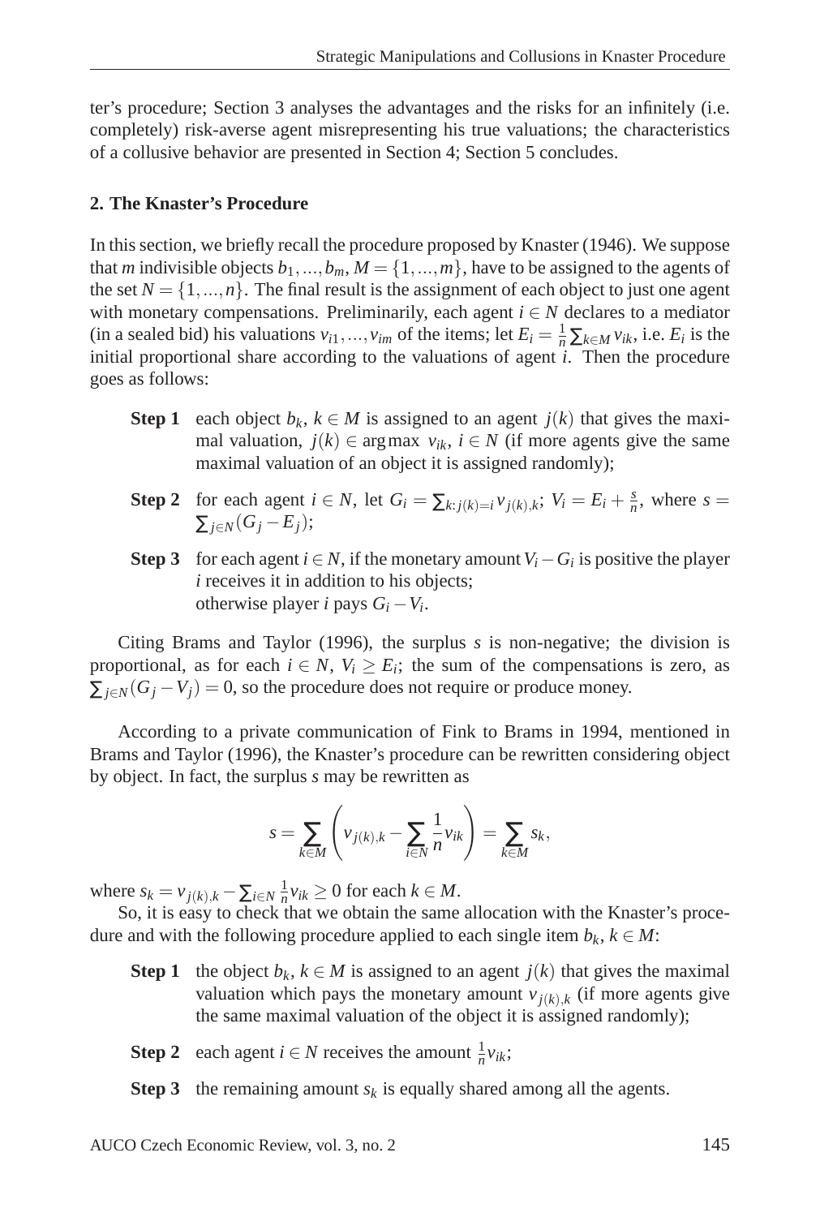ter's procedure; Section 3 analyses the advantages and the risks for an infinitely (i.e. completely) risk-averse agent misrepresenting his true valuations; the characteristics of a collusive behavior are presented in Section 4; Section 5 concludes.

## 2. The Knaster's Procedure

In this section, we briefly recall the procedure proposed by Knaster (1946). We suppose that $m$ indivisible objects $b_1, ..., b_m$, $M = \{1, ..., m\}$, have to be assigned to the agents of the set $N = \{1, ..., n\}$. The final result is the assignment of each object to just one agent with monetary compensations. Preliminarily, each agent $i \in N$ declares to a mediator (in a sealed bid) his valuations $v_{i1}, ..., v_{im}$ of the items; let $E_i = \frac{1}{n}\sum_{k \in M} v_{ik}$, i.e. $E_i$ is the initial proportional share according to the valuations of agent $i$. Then the procedure goes as follows:

- **Step 1** each object $b_k$, $k \in M$ is assigned to an agent $j(k)$ that gives the maximal valuation, $j(k) \in \arg\max\ v_{ik}$, $i \in N$ (if more agents give the same maximal valuation of an object it is assigned randomly);
- **Step 2** for each agent $i \in N$, let $G_i = \sum_{k: j(k)=i} v_{j(k),k}$; $V_i = E_i + \frac{s}{n}$, where $s = \sum_{j \in N}(G_j - E_j)$;
- **Step 3** for each agent $i \in N$, if the monetary amount $V_i - G_i$ is positive the player $i$ receives it in addition to his objects;
  otherwise player $i$ pays $G_i - V_i$.

Citing Brams and Taylor (1996), the surplus $s$ is non-negative; the division is proportional, as for each $i \in N$, $V_i \geq E_i$; the sum of the compensations is zero, as $\sum_{j \in N}(G_j - V_j) = 0$, so the procedure does not require or produce money.

According to a private communication of Fink to Brams in 1994, mentioned in Brams and Taylor (1996), the Knaster's procedure can be rewritten considering object by object. In fact, the surplus $s$ may be rewritten as

$$s = \sum_{k \in M}\left(v_{j(k),k} - \sum_{i \in N}\frac{1}{n}v_{ik}\right) = \sum_{k \in M} s_k,$$

where $s_k = v_{j(k),k} - \sum_{i \in N}\frac{1}{n}v_{ik} \geq 0$ for each $k \in M$.

So, it is easy to check that we obtain the same allocation with the Knaster's procedure and with the following procedure applied to each single item $b_k$, $k \in M$:

- **Step 1** the object $b_k$, $k \in M$ is assigned to an agent $j(k)$ that gives the maximal valuation which pays the monetary amount $v_{j(k),k}$ (if more agents give the same maximal valuation of the object it is assigned randomly);
- **Step 2** each agent $i \in N$ receives the amount $\frac{1}{n}v_{ik}$;
- **Step 3** the remaining amount $s_k$ is equally shared among all the agents.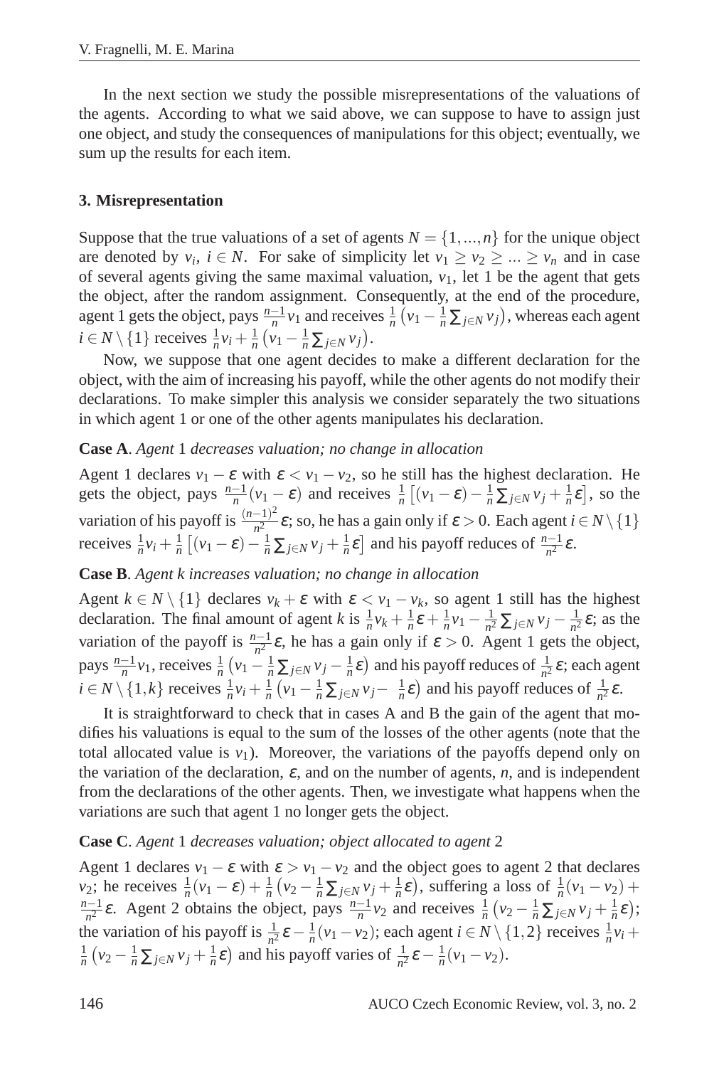In the next section we study the possible misrepresentations of the valuations of the agents. According to what we said above, we can suppose to have to assign just one object, and study the consequences of manipulations for this object; eventually, we sum up the results for each item.

### 3. Misrepresentation

Suppose that the true valuations of a set of agents $N = \{1, ..., n\}$ for the unique object are denoted by $v_i$, $i \in N$. For sake of simplicity let $v_1 \geq v_2 \geq ... \geq v_n$ and in case of several agents giving the same maximal valuation, $v_1$, let 1 be the agent that gets the object, after the random assignment. Consequently, at the end of the procedure, agent 1 gets the object, pays $\frac{n-1}{n}v_1$ and receives $\frac{1}{n}\left(v_1 - \frac{1}{n}\sum_{j \in N} v_j\right)$, whereas each agent $i \in N \setminus \{1\}$ receives $\frac{1}{n}v_i + \frac{1}{n}\left(v_1 - \frac{1}{n}\sum_{j \in N} v_j\right)$.

Now, we suppose that one agent decides to make a different declaration for the object, with the aim of increasing his payoff, while the other agents do not modify their declarations. To make simpler this analysis we consider separately the two situations in which agent 1 or one of the other agents manipulates his declaration.

**Case A**. *Agent* 1 *decreases valuation; no change in allocation*

Agent 1 declares $v_1 - \varepsilon$ with $\varepsilon < v_1 - v_2$, so he still has the highest declaration. He gets the object, pays $\frac{n-1}{n}(v_1 - \varepsilon)$ and receives $\frac{1}{n}\left[(v_1 - \varepsilon) - \frac{1}{n}\sum_{j \in N} v_j + \frac{1}{n}\varepsilon\right]$, so the variation of his payoff is $\frac{(n-1)^2}{n^2}\varepsilon$; so, he has a gain only if $\varepsilon > 0$. Each agent $i \in N \setminus \{1\}$ receives $\frac{1}{n}v_i + \frac{1}{n}\left[(v_1 - \varepsilon) - \frac{1}{n}\sum_{j \in N} v_j + \frac{1}{n}\varepsilon\right]$ and his payoff reduces of $\frac{n-1}{n^2}\varepsilon$.

**Case B**. *Agent k increases valuation; no change in allocation*

Agent $k \in N \setminus \{1\}$ declares $v_k + \varepsilon$ with $\varepsilon < v_1 - v_k$, so agent 1 still has the highest declaration. The final amount of agent $k$ is $\frac{1}{n}v_k + \frac{1}{n}\varepsilon + \frac{1}{n}v_1 - \frac{1}{n^2}\sum_{j \in N} v_j - \frac{1}{n^2}\varepsilon$; as the variation of the payoff is $\frac{n-1}{n^2}\varepsilon$, he has a gain only if $\varepsilon > 0$. Agent 1 gets the object, pays $\frac{n-1}{n}v_1$, receives $\frac{1}{n}\left(v_1 - \frac{1}{n}\sum_{j \in N} v_j - \frac{1}{n}\varepsilon\right)$ and his payoff reduces of $\frac{1}{n^2}\varepsilon$; each agent $i \in N \setminus \{1, k\}$ receives $\frac{1}{n}v_i + \frac{1}{n}\left(v_1 - \frac{1}{n}\sum_{j \in N} v_j - \frac{1}{n}\varepsilon\right)$ and his payoff reduces of $\frac{1}{n^2}\varepsilon$.

It is straightforward to check that in cases A and B the gain of the agent that modifies his valuations is equal to the sum of the losses of the other agents (note that the total allocated value is $v_1$). Moreover, the variations of the payoffs depend only on the variation of the declaration, $\varepsilon$, and on the number of agents, $n$, and is independent from the declarations of the other agents. Then, we investigate what happens when the variations are such that agent 1 no longer gets the object.

**Case C**. *Agent* 1 *decreases valuation; object allocated to agent* 2

Agent 1 declares $v_1 - \varepsilon$ with $\varepsilon > v_1 - v_2$ and the object goes to agent 2 that declares $v_2$; he receives $\frac{1}{n}(v_1 - \varepsilon) + \frac{1}{n}\left(v_2 - \frac{1}{n}\sum_{j \in N} v_j + \frac{1}{n}\varepsilon\right)$, suffering a loss of $\frac{1}{n}(v_1 - v_2) + \frac{n-1}{n^2}\varepsilon$. Agent 2 obtains the object, pays $\frac{n-1}{n}v_2$ and receives $\frac{1}{n}\left(v_2 - \frac{1}{n}\sum_{j \in N} v_j + \frac{1}{n}\varepsilon\right)$; the variation of his payoff is $\frac{1}{n^2}\varepsilon - \frac{1}{n}(v_1 - v_2)$; each agent $i \in N \setminus \{1, 2\}$ receives $\frac{1}{n}v_i + \frac{1}{n}\left(v_2 - \frac{1}{n}\sum_{j \in N} v_j + \frac{1}{n}\varepsilon\right)$ and his payoff varies of $\frac{1}{n^2}\varepsilon - \frac{1}{n}(v_1 - v_2)$.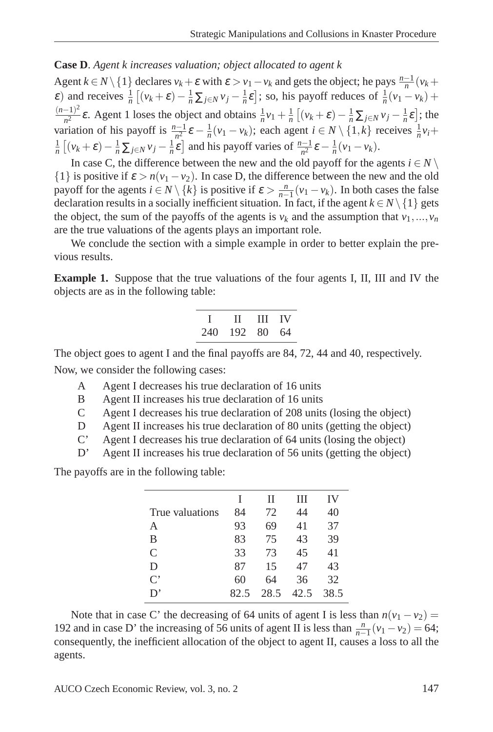**Case D**. *Agent k increases valuation; object allocated to agent k*

Agent $k \in N \setminus \{1\}$ declares $v_k + \varepsilon$ with $\varepsilon > v_1 - v_k$ and gets the object; he pays $\frac{n-1}{n}(v_k + \varepsilon)$ and receives $\frac{1}{n}\left[(v_k+\varepsilon) - \frac{1}{n}\sum_{j\in N} v_j - \frac{1}{n}\varepsilon\right]$; so, his payoff reduces of $\frac{1}{n}(v_1 - v_k) + \frac{(n-1)^2}{n^2}\varepsilon$. Agent 1 loses the object and obtains $\frac{1}{n}v_1 + \frac{1}{n}\left[(v_k+\varepsilon) - \frac{1}{n}\sum_{j\in N} v_j - \frac{1}{n}\varepsilon\right]$; the variation of his payoff is $\frac{n-1}{n^2}\varepsilon - \frac{1}{n}(v_1 - v_k)$; each agent $i \in N \setminus \{1,k\}$ receives $\frac{1}{n}v_i + \frac{1}{n}\left[(v_k+\varepsilon) - \frac{1}{n}\sum_{j\in N} v_j - \frac{1}{n}\varepsilon\right]$ and his payoff varies of $\frac{n-1}{n^2}\varepsilon - \frac{1}{n}(v_1 - v_k)$.

In case C, the difference between the new and the old payoff for the agents $i \in N \setminus \{1\}$ is positive if $\varepsilon > n(v_1 - v_2)$. In case D, the difference between the new and the old payoff for the agents $i \in N \setminus \{k\}$ is positive if $\varepsilon > \frac{n}{n-1}(v_1 - v_k)$. In both cases the false declaration results in a socially inefficient situation. In fact, if the agent $k \in N \setminus \{1\}$ gets the object, the sum of the payoffs of the agents is $v_k$ and the assumption that $v_1, \ldots, v_n$ are the true valuations of the agents plays an important role.

We conclude the section with a simple example in order to better explain the previous results.

**Example 1.** Suppose that the true valuations of the four agents I, II, III and IV the objects are as in the following table:

| I | II | III | IV |
|---|---|---|---|
| 240 | 192 | 80 | 64 |

The object goes to agent I and the final payoffs are 84, 72, 44 and 40, respectively.

Now, we consider the following cases:

- A Agent I decreases his true declaration of 16 units
- B Agent II increases his true declaration of 16 units
- C Agent I decreases his true declaration of 208 units (losing the object)
- D Agent II increases his true declaration of 80 units (getting the object)
- C' Agent I decreases his true declaration of 64 units (losing the object)
- D' Agent II increases his true declaration of 56 units (getting the object)

The payoffs are in the following table:

| | I | II | III | IV |
|---|---|---|---|---|
| True valuations | 84 | 72 | 44 | 40 |
| A | 93 | 69 | 41 | 37 |
| B | 83 | 75 | 43 | 39 |
| C | 33 | 73 | 45 | 41 |
| D | 87 | 15 | 47 | 43 |
| C' | 60 | 64 | 36 | 32 |
| D' | 82.5 | 28.5 | 42.5 | 38.5 |

Note that in case C' the decreasing of 64 units of agent I is less than $n(v_1 - v_2) = 192$ and in case D' the increasing of 56 units of agent II is less than $\frac{n}{n-1}(v_1 - v_2) = 64$; consequently, the inefficient allocation of the object to agent II, causes a loss to all the agents.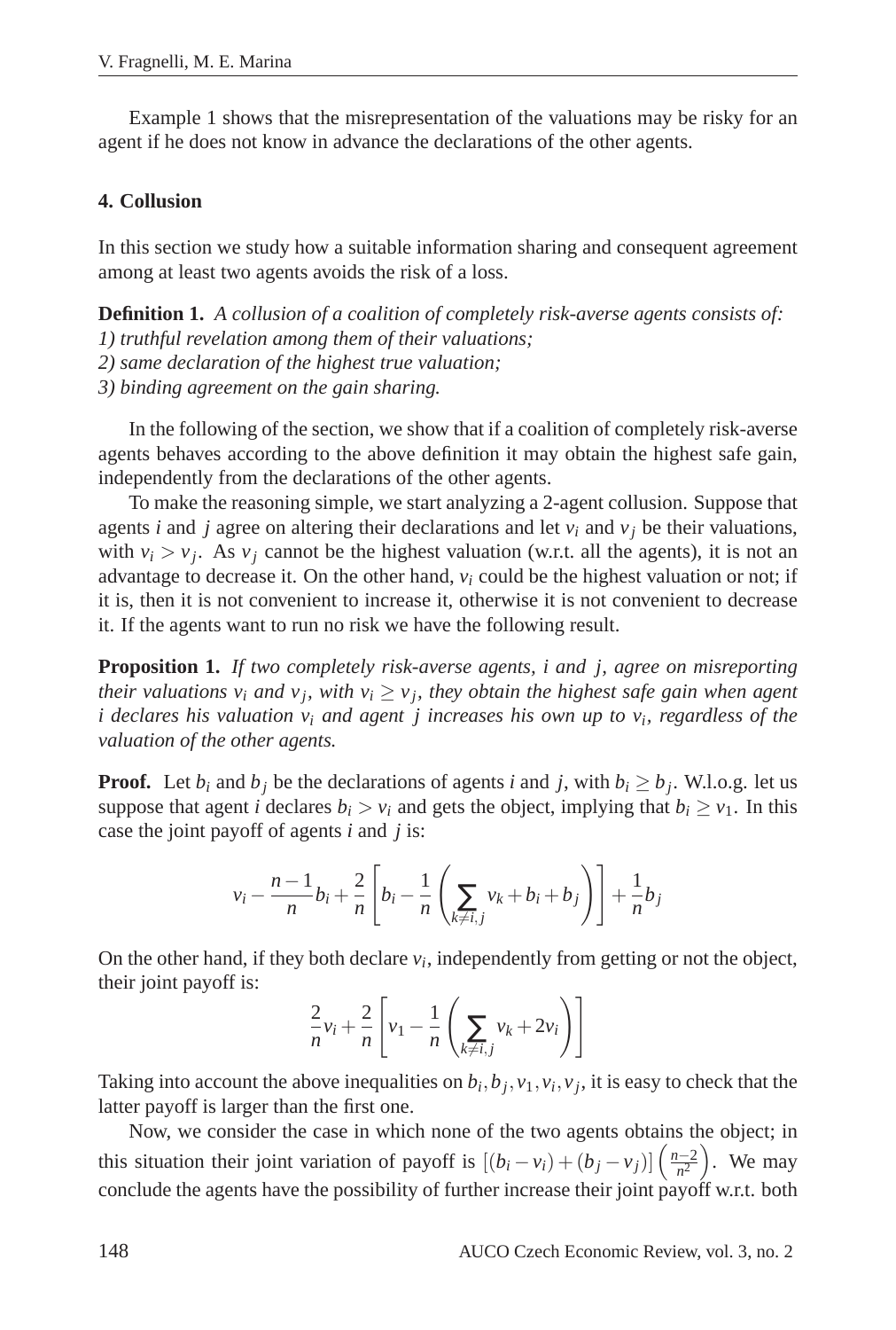Example 1 shows that the misrepresentation of the valuations may be risky for an agent if he does not know in advance the declarations of the other agents.

## 4. Collusion

In this section we study how a suitable information sharing and consequent agreement among at least two agents avoids the risk of a loss.

**Definition 1.** *A collusion of a coalition of completely risk-averse agents consists of:*
*1) truthful revelation among them of their valuations;*
*2) same declaration of the highest true valuation;*
*3) binding agreement on the gain sharing.*

In the following of the section, we show that if a coalition of completely risk-averse agents behaves according to the above definition it may obtain the highest safe gain, independently from the declarations of the other agents.

To make the reasoning simple, we start analyzing a 2-agent collusion. Suppose that agents $i$ and $j$ agree on altering their declarations and let $v_i$ and $v_j$ be their valuations, with $v_i > v_j$. As $v_j$ cannot be the highest valuation (w.r.t. all the agents), it is not an advantage to decrease it. On the other hand, $v_i$ could be the highest valuation or not; if it is, then it is not convenient to increase it, otherwise it is not convenient to decrease it. If the agents want to run no risk we have the following result.

**Proposition 1.** *If two completely risk-averse agents, $i$ and $j$, agree on misreporting their valuations $v_i$ and $v_j$, with $v_i \geq v_j$, they obtain the highest safe gain when agent $i$ declares his valuation $v_i$ and agent $j$ increases his own up to $v_i$, regardless of the valuation of the other agents.*

**Proof.** Let $b_i$ and $b_j$ be the declarations of agents $i$ and $j$, with $b_i \geq b_j$. W.l.o.g. let us suppose that agent $i$ declares $b_i > v_i$ and gets the object, implying that $b_i \geq v_1$. In this case the joint payoff of agents $i$ and $j$ is:

$$v_i - \frac{n-1}{n}b_i + \frac{2}{n}\left[b_i - \frac{1}{n}\left(\sum_{k \neq i,j} v_k + b_i + b_j\right)\right] + \frac{1}{n}b_j$$

On the other hand, if they both declare $v_i$, independently from getting or not the object, their joint payoff is:

$$\frac{2}{n}v_i + \frac{2}{n}\left[v_1 - \frac{1}{n}\left(\sum_{k \neq i,j} v_k + 2v_i\right)\right]$$

Taking into account the above inequalities on $b_i, b_j, v_1, v_i, v_j$, it is easy to check that the latter payoff is larger than the first one.

Now, we consider the case in which none of the two agents obtains the object; in this situation their joint variation of payoff is $[(b_i - v_i) + (b_j - v_j)]\left(\frac{n-2}{n^2}\right)$. We may conclude the agents have the possibility of further increase their joint payoff w.r.t. both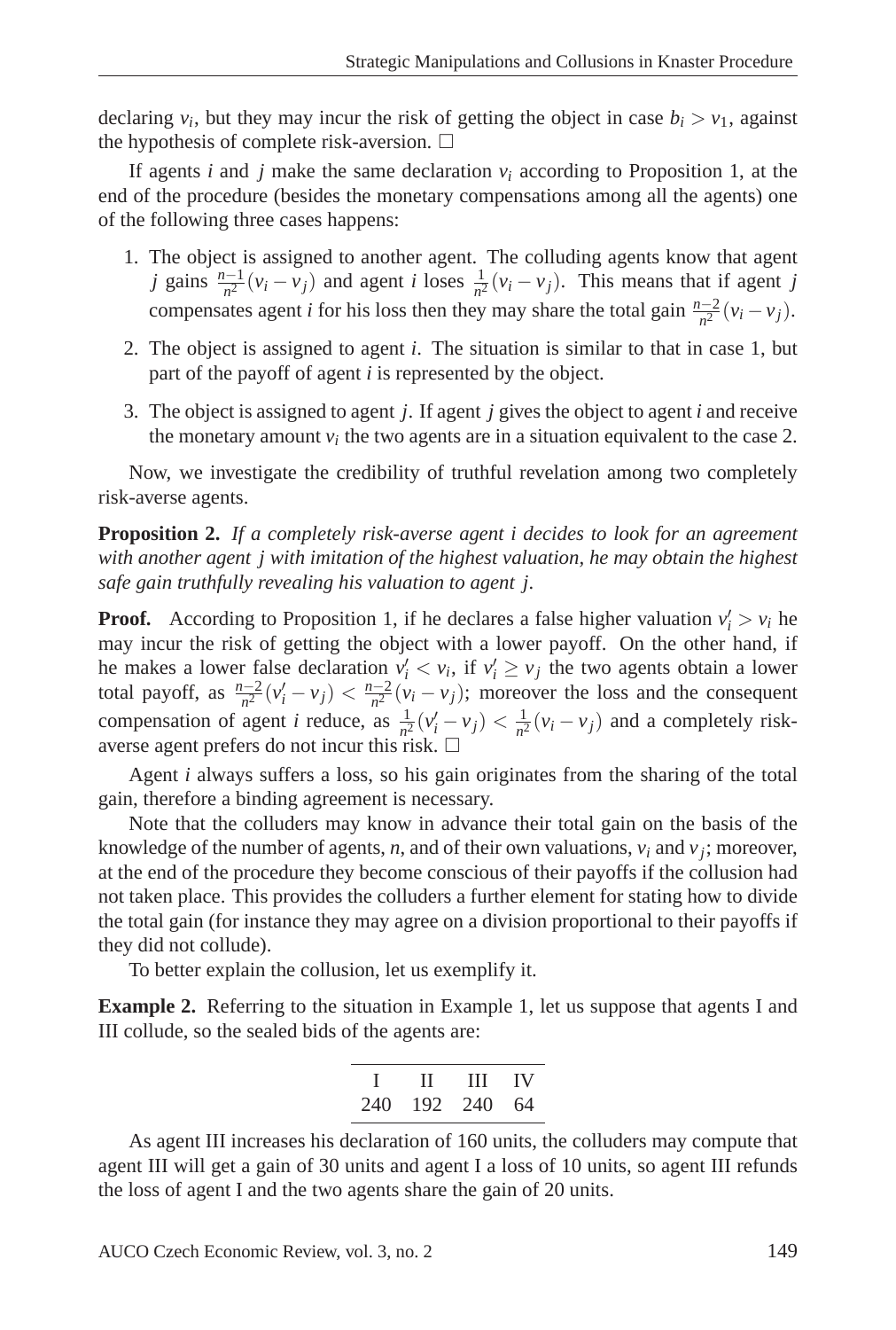declaring $v_i$, but they may incur the risk of getting the object in case $b_i > v_1$, against the hypothesis of complete risk-aversion. □

If agents $i$ and $j$ make the same declaration $v_i$ according to Proposition 1, at the end of the procedure (besides the monetary compensations among all the agents) one of the following three cases happens:

1. The object is assigned to another agent. The colluding agents know that agent $j$ gains $\frac{n-1}{n^2}(v_i - v_j)$ and agent $i$ loses $\frac{1}{n^2}(v_i - v_j)$. This means that if agent $j$ compensates agent $i$ for his loss then they may share the total gain $\frac{n-2}{n^2}(v_i - v_j)$.
2. The object is assigned to agent $i$. The situation is similar to that in case 1, but part of the payoff of agent $i$ is represented by the object.
3. The object is assigned to agent $j$. If agent $j$ gives the object to agent $i$ and receive the monetary amount $v_i$ the two agents are in a situation equivalent to the case 2.

Now, we investigate the credibility of truthful revelation among two completely risk-averse agents.

**Proposition 2.** *If a completely risk-averse agent i decides to look for an agreement with another agent j with imitation of the highest valuation, he may obtain the highest safe gain truthfully revealing his valuation to agent j.*

**Proof.** According to Proposition 1, if he declares a false higher valuation $v_i' > v_i$ he may incur the risk of getting the object with a lower payoff. On the other hand, if he makes a lower false declaration $v_i' < v_i$, if $v_i' \geq v_j$ the two agents obtain a lower total payoff, as $\frac{n-2}{n^2}(v_i' - v_j) < \frac{n-2}{n^2}(v_i - v_j)$; moreover the loss and the consequent compensation of agent $i$ reduce, as $\frac{1}{n^2}(v_i' - v_j) < \frac{1}{n^2}(v_i - v_j)$ and a completely risk-averse agent prefers do not incur this risk. □

Agent $i$ always suffers a loss, so his gain originates from the sharing of the total gain, therefore a binding agreement is necessary.

Note that the colluders may know in advance their total gain on the basis of the knowledge of the number of agents, $n$, and of their own valuations, $v_i$ and $v_j$; moreover, at the end of the procedure they become conscious of their payoffs if the collusion had not taken place. This provides the colluders a further element for stating how to divide the total gain (for instance they may agree on a division proportional to their payoffs if they did not collude).

To better explain the collusion, let us exemplify it.

**Example 2.** Referring to the situation in Example 1, let us suppose that agents I and III collude, so the sealed bids of the agents are:

| I | II | III | IV |
|---|---|---|---|
| 240 | 192 | 240 | 64 |

As agent III increases his declaration of 160 units, the colluders may compute that agent III will get a gain of 30 units and agent I a loss of 10 units, so agent III refunds the loss of agent I and the two agents share the gain of 20 units.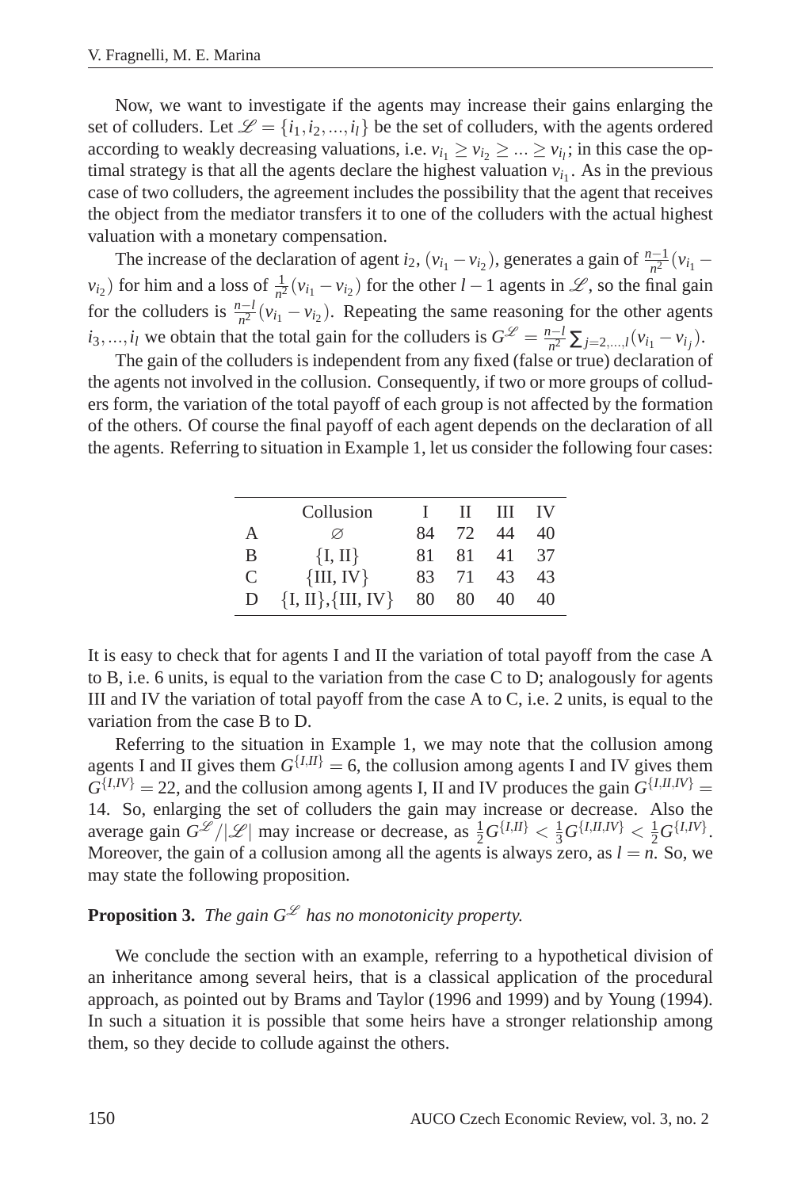Now, we want to investigate if the agents may increase their gains enlarging the set of colluders. Let $\mathscr{L} = \{i_1, i_2, ..., i_l\}$ be the set of colluders, with the agents ordered according to weakly decreasing valuations, i.e. $v_{i_1} \geq v_{i_2} \geq ... \geq v_{i_l}$; in this case the optimal strategy is that all the agents declare the highest valuation $v_{i_1}$. As in the previous case of two colluders, the agreement includes the possibility that the agent that receives the object from the mediator transfers it to one of the colluders with the actual highest valuation with a monetary compensation.

The increase of the declaration of agent $i_2$, $(v_{i_1} - v_{i_2})$, generates a gain of $\frac{n-1}{n^2}(v_{i_1} - v_{i_2})$ for him and a loss of $\frac{1}{n^2}(v_{i_1} - v_{i_2})$ for the other $l-1$ agents in $\mathscr{L}$, so the final gain for the colluders is $\frac{n-l}{n^2}(v_{i_1} - v_{i_2})$. Repeating the same reasoning for the other agents $i_3, ..., i_l$ we obtain that the total gain for the colluders is $G^{\mathscr{L}} = \frac{n-l}{n^2} \sum_{j=2,...,l}(v_{i_1} - v_{i_j})$.

The gain of the colluders is independent from any fixed (false or true) declaration of the agents not involved in the collusion. Consequently, if two or more groups of colluders form, the variation of the total payoff of each group is not affected by the formation of the others. Of course the final payoff of each agent depends on the declaration of all the agents. Referring to situation in Example 1, let us consider the following four cases:

| | Collusion | I | II | III | IV |
|---|---|---|---|---|---|
| A | $\varnothing$ | 84 | 72 | 44 | 40 |
| B | {I, II} | 81 | 81 | 41 | 37 |
| C | {III, IV} | 83 | 71 | 43 | 43 |
| D | {I, II},{III, IV} | 80 | 80 | 40 | 40 |

It is easy to check that for agents I and II the variation of total payoff from the case A to B, i.e. 6 units, is equal to the variation from the case C to D; analogously for agents III and IV the variation of total payoff from the case A to C, i.e. 2 units, is equal to the variation from the case B to D.

Referring to the situation in Example 1, we may note that the collusion among agents I and II gives them $G^{\{I,II\}} = 6$, the collusion among agents I and IV gives them $G^{\{I,IV\}} = 22$, and the collusion among agents I, II and IV produces the gain $G^{\{I,II,IV\}} = 14$. So, enlarging the set of colluders the gain may increase or decrease. Also the average gain $G^{\mathscr{L}}/|\mathscr{L}|$ may increase or decrease, as $\frac{1}{2}G^{\{I,II\}} < \frac{1}{3}G^{\{I,II,IV\}} < \frac{1}{2}G^{\{I,IV\}}$. Moreover, the gain of a collusion among all the agents is always zero, as $l = n$. So, we may state the following proposition.

**Proposition 3.** *The gain $G^{\mathscr{L}}$ has no monotonicity property.*

We conclude the section with an example, referring to a hypothetical division of an inheritance among several heirs, that is a classical application of the procedural approach, as pointed out by Brams and Taylor (1996 and 1999) and by Young (1994). In such a situation it is possible that some heirs have a stronger relationship among them, so they decide to collude against the others.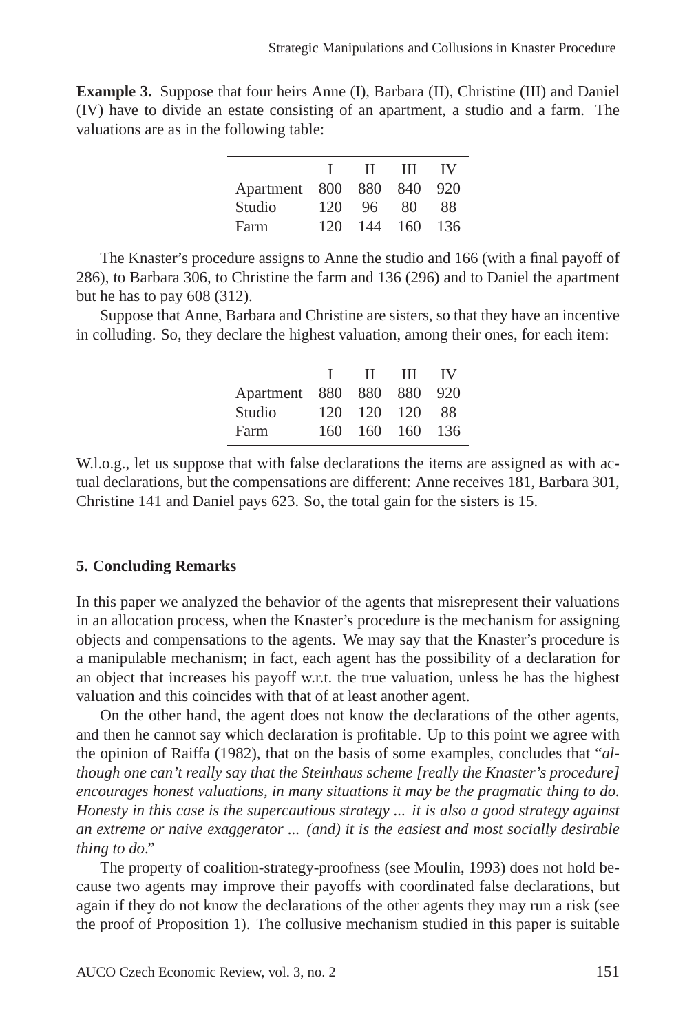**Example 3.** Suppose that four heirs Anne (I), Barbara (II), Christine (III) and Daniel (IV) have to divide an estate consisting of an apartment, a studio and a farm. The valuations are as in the following table:

| | I | II | III | IV |
|---|---|---|---|---|
| Apartment | 800 | 880 | 840 | 920 |
| Studio | 120 | 96 | 80 | 88 |
| Farm | 120 | 144 | 160 | 136 |

The Knaster's procedure assigns to Anne the studio and 166 (with a final payoff of 286), to Barbara 306, to Christine the farm and 136 (296) and to Daniel the apartment but he has to pay 608 (312).

Suppose that Anne, Barbara and Christine are sisters, so that they have an incentive in colluding. So, they declare the highest valuation, among their ones, for each item:

| | I | II | III | IV |
|---|---|---|---|---|
| Apartment | 880 | 880 | 880 | 920 |
| Studio | 120 | 120 | 120 | 88 |
| Farm | 160 | 160 | 160 | 136 |

W.l.o.g., let us suppose that with false declarations the items are assigned as with actual declarations, but the compensations are different: Anne receives 181, Barbara 301, Christine 141 and Daniel pays 623. So, the total gain for the sisters is 15.

## 5. Concluding Remarks

In this paper we analyzed the behavior of the agents that misrepresent their valuations in an allocation process, when the Knaster's procedure is the mechanism for assigning objects and compensations to the agents. We may say that the Knaster's procedure is a manipulable mechanism; in fact, each agent has the possibility of a declaration for an object that increases his payoff w.r.t. the true valuation, unless he has the highest valuation and this coincides with that of at least another agent.

On the other hand, the agent does not know the declarations of the other agents, and then he cannot say which declaration is profitable. Up to this point we agree with the opinion of Raiffa (1982), that on the basis of some examples, concludes that "*although one can't really say that the Steinhaus scheme [really the Knaster's procedure] encourages honest valuations, in many situations it may be the pragmatic thing to do. Honesty in this case is the supercautious strategy ... it is also a good strategy against an extreme or naive exaggerator ... (and) it is the easiest and most socially desirable thing to do*."

The property of coalition-strategy-proofness (see Moulin, 1993) does not hold because two agents may improve their payoffs with coordinated false declarations, but again if they do not know the declarations of the other agents they may run a risk (see the proof of Proposition 1). The collusive mechanism studied in this paper is suitable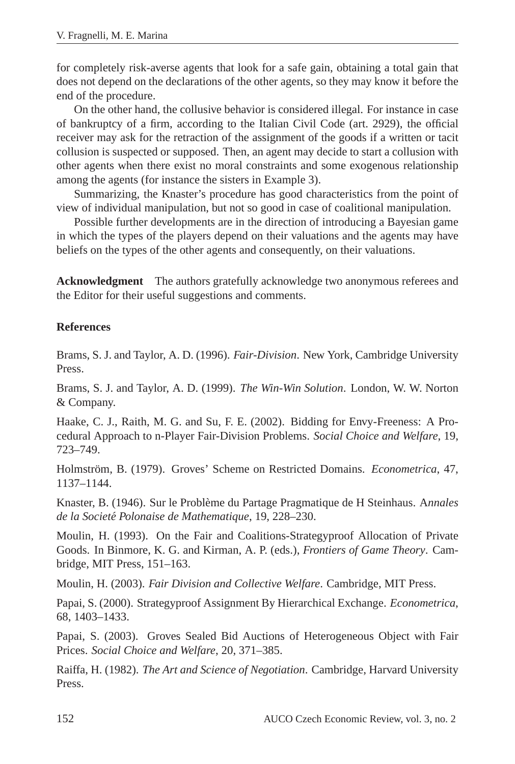for completely risk-averse agents that look for a safe gain, obtaining a total gain that does not depend on the declarations of the other agents, so they may know it before the end of the procedure.

On the other hand, the collusive behavior is considered illegal. For instance in case of bankruptcy of a firm, according to the Italian Civil Code (art. 2929), the official receiver may ask for the retraction of the assignment of the goods if a written or tacit collusion is suspected or supposed. Then, an agent may decide to start a collusion with other agents when there exist no moral constraints and some exogenous relationship among the agents (for instance the sisters in Example 3).

Summarizing, the Knaster's procedure has good characteristics from the point of view of individual manipulation, but not so good in case of coalitional manipulation.

Possible further developments are in the direction of introducing a Bayesian game in which the types of the players depend on their valuations and the agents may have beliefs on the types of the other agents and consequently, on their valuations.

**Acknowledgment** The authors gratefully acknowledge two anonymous referees and the Editor for their useful suggestions and comments.

### References

Brams, S. J. and Taylor, A. D. (1996). *Fair-Division*. New York, Cambridge University Press.

Brams, S. J. and Taylor, A. D. (1999). *The Win-Win Solution*. London, W. W. Norton & Company.

Haake, C. J., Raith, M. G. and Su, F. E. (2002). Bidding for Envy-Freeness: A Procedural Approach to n-Player Fair-Division Problems. *Social Choice and Welfare*, 19, 723–749.

Holmström, B. (1979). Groves' Scheme on Restricted Domains. *Econometrica*, 47, 1137–1144.

Knaster, B. (1946). Sur le Problème du Partage Pragmatique de H Steinhaus. A*nnales de la Societé Polonaise de Mathematique*, 19, 228–230.

Moulin, H. (1993). On the Fair and Coalitions-Strategyproof Allocation of Private Goods. In Binmore, K. G. and Kirman, A. P. (eds.), *Frontiers of Game Theory*. Cambridge, MIT Press, 151–163.

Moulin, H. (2003). *Fair Division and Collective Welfare*. Cambridge, MIT Press.

Papai, S. (2000). Strategyproof Assignment By Hierarchical Exchange. *Econometrica*, 68, 1403–1433.

Papai, S. (2003). Groves Sealed Bid Auctions of Heterogeneous Object with Fair Prices. *Social Choice and Welfare*, 20, 371–385.

Raiffa, H. (1982). *The Art and Science of Negotiation*. Cambridge, Harvard University Press.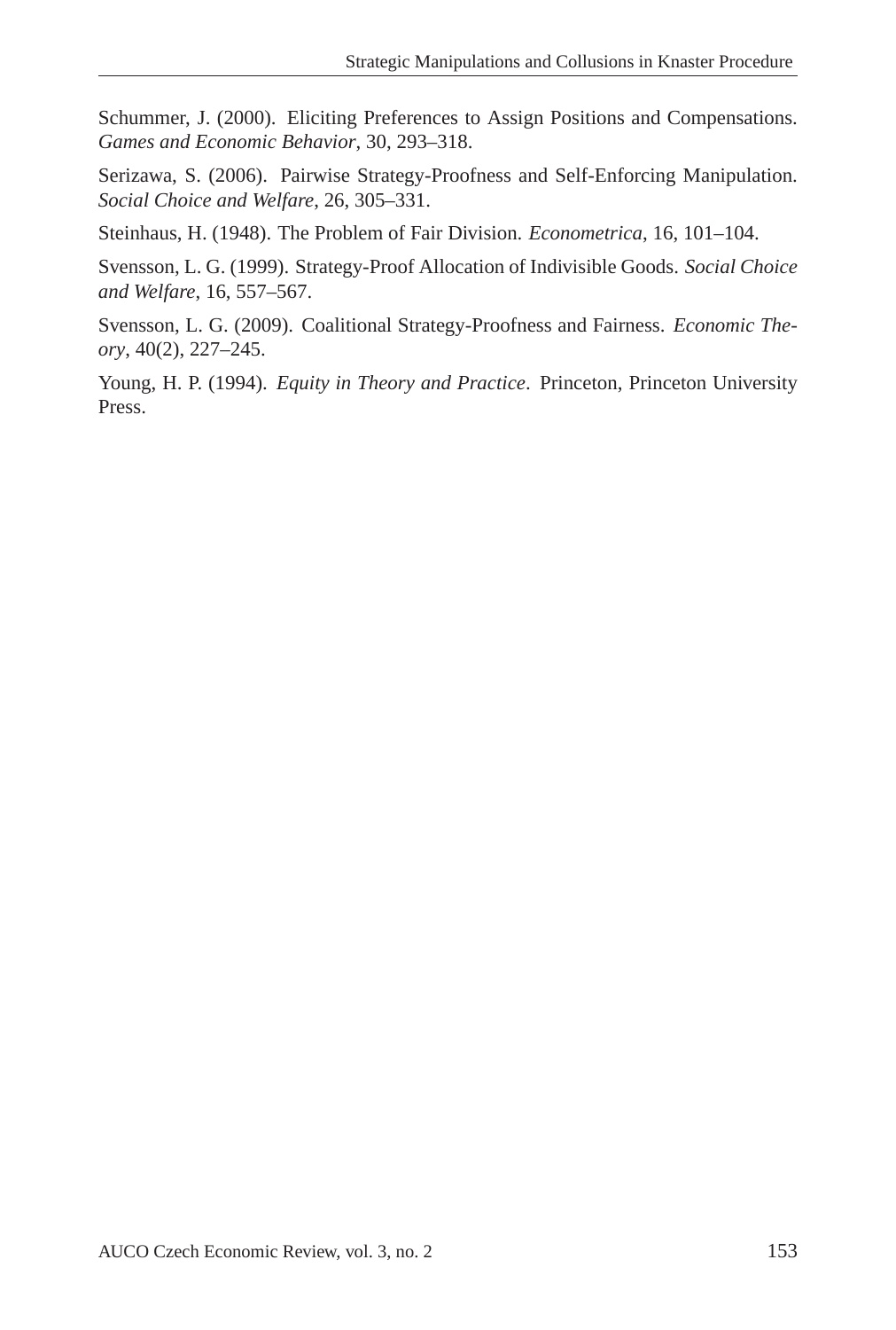Schummer, J. (2000). Eliciting Preferences to Assign Positions and Compensations. *Games and Economic Behavior*, 30, 293–318.

Serizawa, S. (2006). Pairwise Strategy-Proofness and Self-Enforcing Manipulation. *Social Choice and Welfare*, 26, 305–331.

Steinhaus, H. (1948). The Problem of Fair Division. *Econometrica*, 16, 101–104.

Svensson, L. G. (1999). Strategy-Proof Allocation of Indivisible Goods. *Social Choice and Welfare*, 16, 557–567.

Svensson, L. G. (2009). Coalitional Strategy-Proofness and Fairness. *Economic Theory*, 40(2), 227–245.

Young, H. P. (1994). *Equity in Theory and Practice*. Princeton, Princeton University Press.